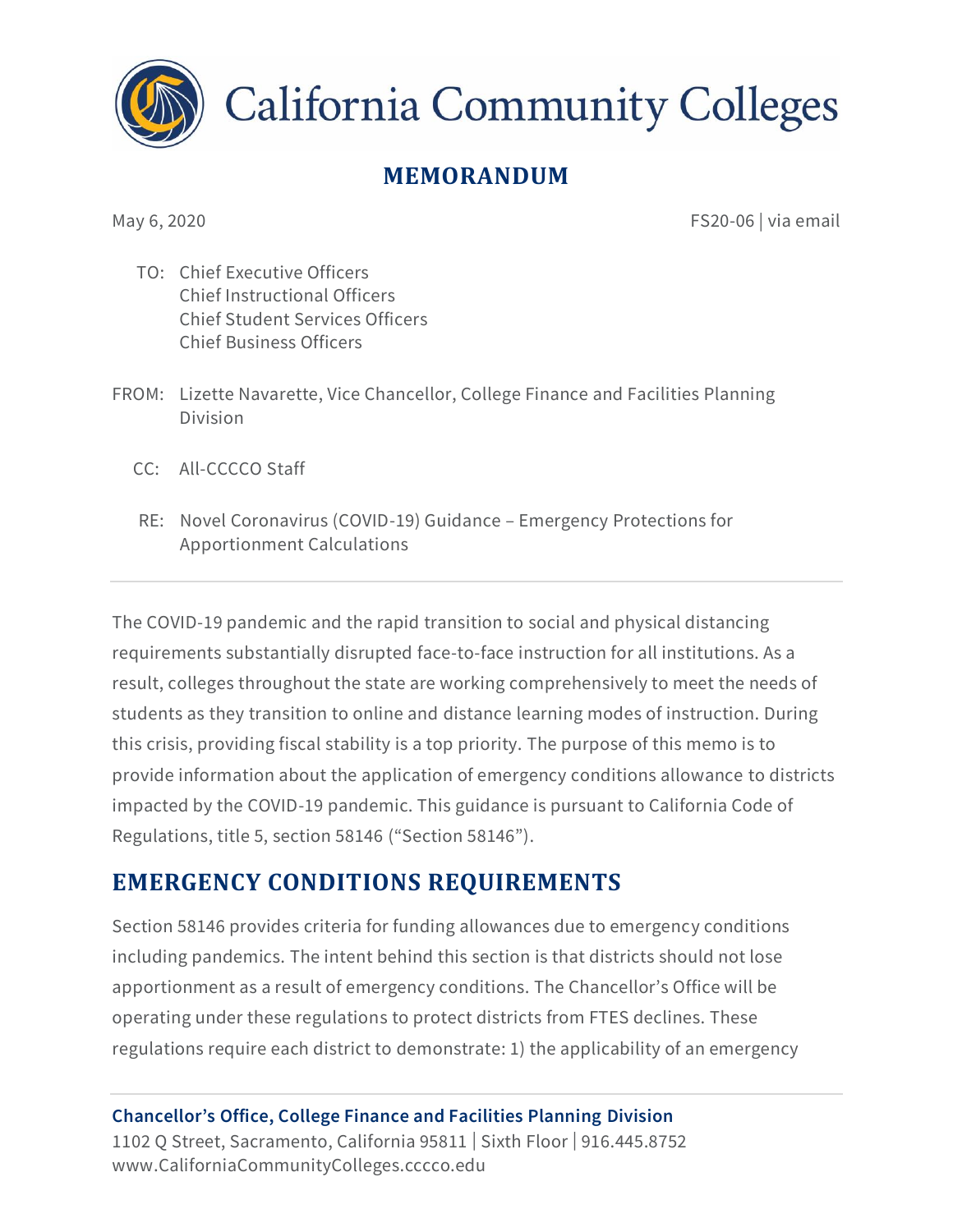California Community Colleges

# MEMORANDUM

May 6, 2020

FS20-06 | via email

TO: Chief Executive Officers
Chief Instructional Officers
Chief Student Services Officers
Chief Business Officers

FROM: Lizette Navarette, Vice Chancellor, College Finance and Facilities Planning Division

CC: All-CCCCO Staff

RE: Novel Coronavirus (COVID-19) Guidance – Emergency Protections for Apportionment Calculations

---

The COVID-19 pandemic and the rapid transition to social and physical distancing requirements substantially disrupted face-to-face instruction for all institutions. As a result, colleges throughout the state are working comprehensively to meet the needs of students as they transition to online and distance learning modes of instruction. During this crisis, providing fiscal stability is a top priority. The purpose of this memo is to provide information about the application of emergency conditions allowance to districts impacted by the COVID-19 pandemic. This guidance is pursuant to California Code of Regulations, title 5, section 58146 ("Section 58146").

## EMERGENCY CONDITIONS REQUIREMENTS

Section 58146 provides criteria for funding allowances due to emergency conditions including pandemics. The intent behind this section is that districts should not lose apportionment as a result of emergency conditions. The Chancellor's Office will be operating under these regulations to protect districts from FTES declines. These regulations require each district to demonstrate: 1) the applicability of an emergency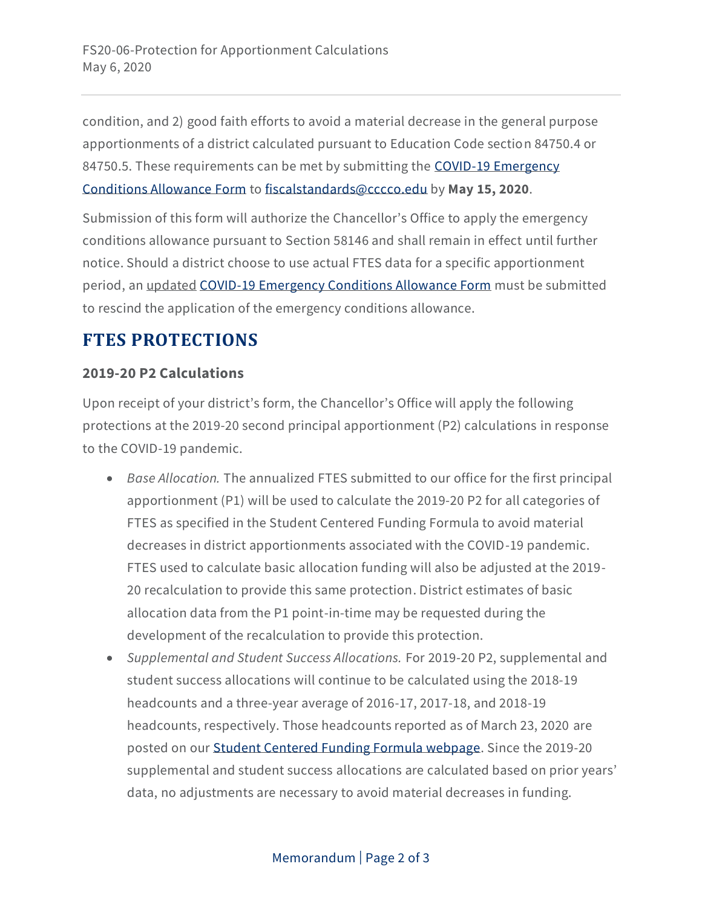condition, and 2) good faith efforts to avoid a material decrease in the general purpose apportionments of a district calculated pursuant to Education Code section 84750.4 or 84750.5. These requirements can be met by submitting the [COVID-19 Emergency Conditions Allowance Form] to [fiscalstandards@cccco.edu] by **May 15, 2020**.

Submission of this form will authorize the Chancellor's Office to apply the emergency conditions allowance pursuant to Section 58146 and shall remain in effect until further notice. Should a district choose to use actual FTES data for a specific apportionment period, an updated COVID-19 Emergency Conditions Allowance Form must be submitted to rescind the application of the emergency conditions allowance.

## FTES PROTECTIONS

### 2019-20 P2 Calculations

Upon receipt of your district's form, the Chancellor's Office will apply the following protections at the 2019-20 second principal apportionment (P2) calculations in response to the COVID-19 pandemic.

- *Base Allocation.* The annualized FTES submitted to our office for the first principal apportionment (P1) will be used to calculate the 2019-20 P2 for all categories of FTES as specified in the Student Centered Funding Formula to avoid material decreases in district apportionments associated with the COVID-19 pandemic. FTES used to calculate basic allocation funding will also be adjusted at the 2019-20 recalculation to provide this same protection. District estimates of basic allocation data from the P1 point-in-time may be requested during the development of the recalculation to provide this protection.
- *Supplemental and Student Success Allocations.* For 2019-20 P2, supplemental and student success allocations will continue to be calculated using the 2018-19 headcounts and a three-year average of 2016-17, 2017-18, and 2018-19 headcounts, respectively. Those headcounts reported as of March 23, 2020 are posted on our Student Centered Funding Formula webpage. Since the 2019-20 supplemental and student success allocations are calculated based on prior years' data, no adjustments are necessary to avoid material decreases in funding.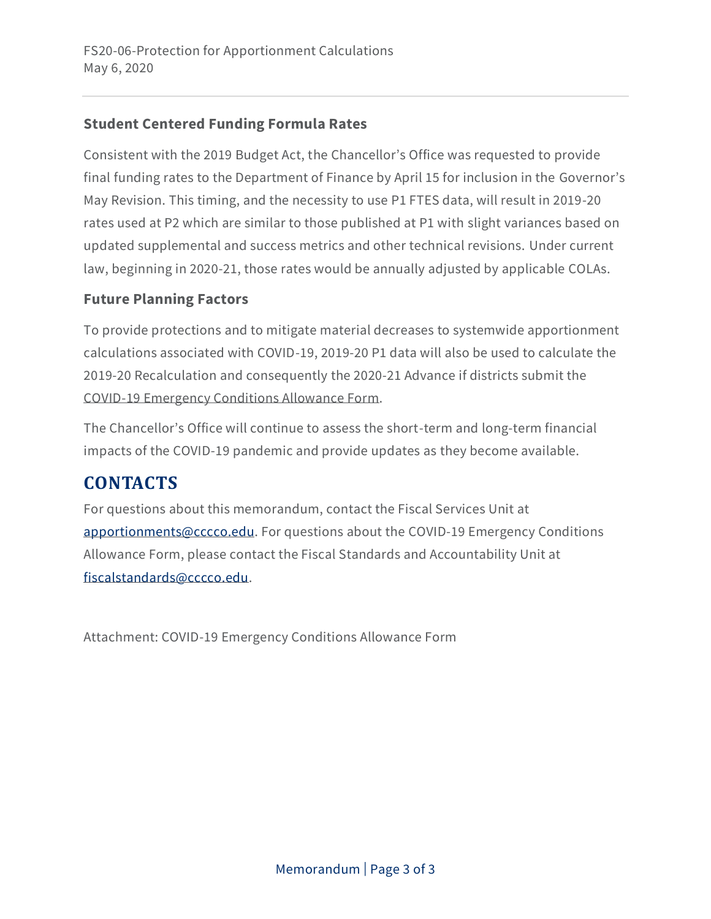### Student Centered Funding Formula Rates

Consistent with the 2019 Budget Act, the Chancellor's Office was requested to provide final funding rates to the Department of Finance by April 15 for inclusion in the Governor's May Revision. This timing, and the necessity to use P1 FTES data, will result in 2019-20 rates used at P2 which are similar to those published at P1 with slight variances based on updated supplemental and success metrics and other technical revisions. Under current law, beginning in 2020-21, those rates would be annually adjusted by applicable COLAs.

### Future Planning Factors

To provide protections and to mitigate material decreases to systemwide apportionment calculations associated with COVID-19, 2019-20 P1 data will also be used to calculate the 2019-20 Recalculation and consequently the 2020-21 Advance if districts submit the COVID-19 Emergency Conditions Allowance Form.

The Chancellor's Office will continue to assess the short-term and long-term financial impacts of the COVID-19 pandemic and provide updates as they become available.

## CONTACTS

For questions about this memorandum, contact the Fiscal Services Unit at apportionments@cccco.edu. For questions about the COVID-19 Emergency Conditions Allowance Form, please contact the Fiscal Standards and Accountability Unit at fiscalstandards@cccco.edu.

Attachment: COVID-19 Emergency Conditions Allowance Form